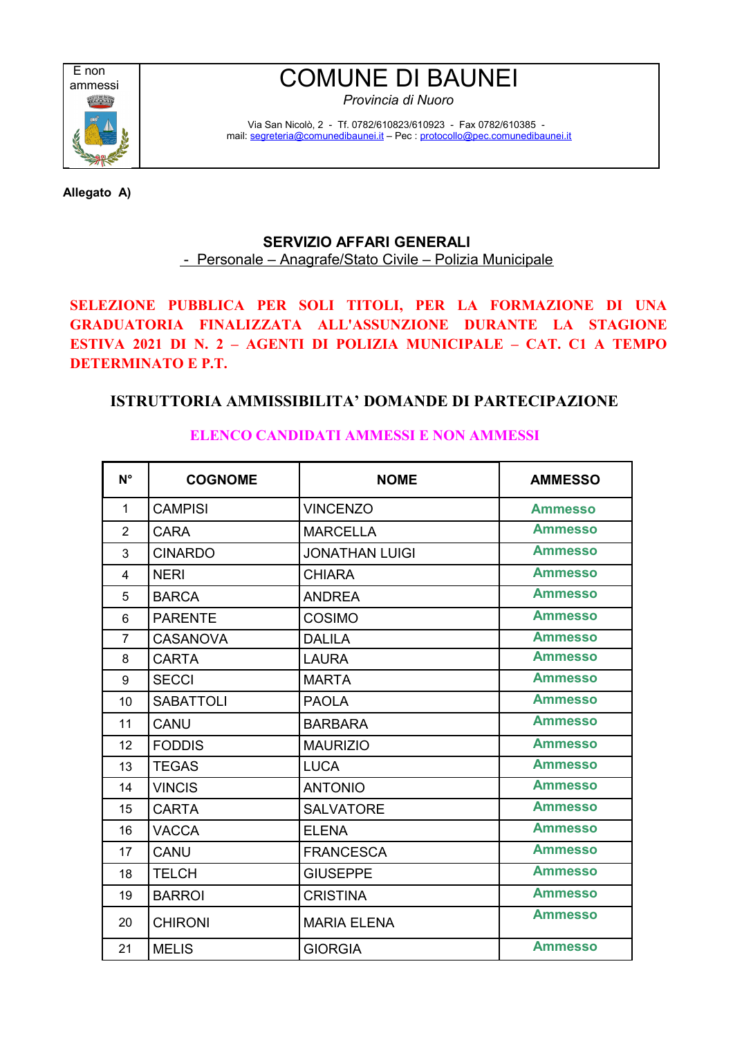E non ammessi

# COMUNE DI BAUNEI

*Provincia di Nuoro*

Via San Nicolò, 2 - Tf. 0782/610823/610923 - Fax 0782/610385 -
mail: segreteria@comunedibaunei.it – Pec : protocollo@pec.comunedibaunei.it

**Allegato A)**

**SERVIZIO AFFARI GENERALI**

- Personale – Anagrafe/Stato Civile – Polizia Municipale

**SELEZIONE PUBBLICA PER SOLI TITOLI, PER LA FORMAZIONE DI UNA GRADUATORIA FINALIZZATA ALL'ASSUNZIONE DURANTE LA STAGIONE ESTIVA 2021 DI N. 2 – AGENTI DI POLIZIA MUNICIPALE – CAT. C1 A TEMPO DETERMINATO E P.T.**

**ISTRUTTORIA AMMISSIBILITA' DOMANDE DI PARTECIPAZIONE**

**ELENCO CANDIDATI AMMESSI E NON AMMESSI**

| N° | COGNOME | NOME | AMMESSO |
|---|---|---|---|
| 1 | CAMPISI | VINCENZO | Ammesso |
| 2 | CARA | MARCELLA | Ammesso |
| 3 | CINARDO | JONATHAN LUIGI | Ammesso |
| 4 | NERI | CHIARA | Ammesso |
| 5 | BARCA | ANDREA | Ammesso |
| 6 | PARENTE | COSIMO | Ammesso |
| 7 | CASANOVA | DALILA | Ammesso |
| 8 | CARTA | LAURA | Ammesso |
| 9 | SECCI | MARTA | Ammesso |
| 10 | SABATTOLI | PAOLA | Ammesso |
| 11 | CANU | BARBARA | Ammesso |
| 12 | FODDIS | MAURIZIO | Ammesso |
| 13 | TEGAS | LUCA | Ammesso |
| 14 | VINCIS | ANTONIO | Ammesso |
| 15 | CARTA | SALVATORE | Ammesso |
| 16 | VACCA | ELENA | Ammesso |
| 17 | CANU | FRANCESCA | Ammesso |
| 18 | TELCH | GIUSEPPE | Ammesso |
| 19 | BARROI | CRISTINA | Ammesso |
| 20 | CHIRONI | MARIA ELENA | Ammesso |
| 21 | MELIS | GIORGIA | Ammesso |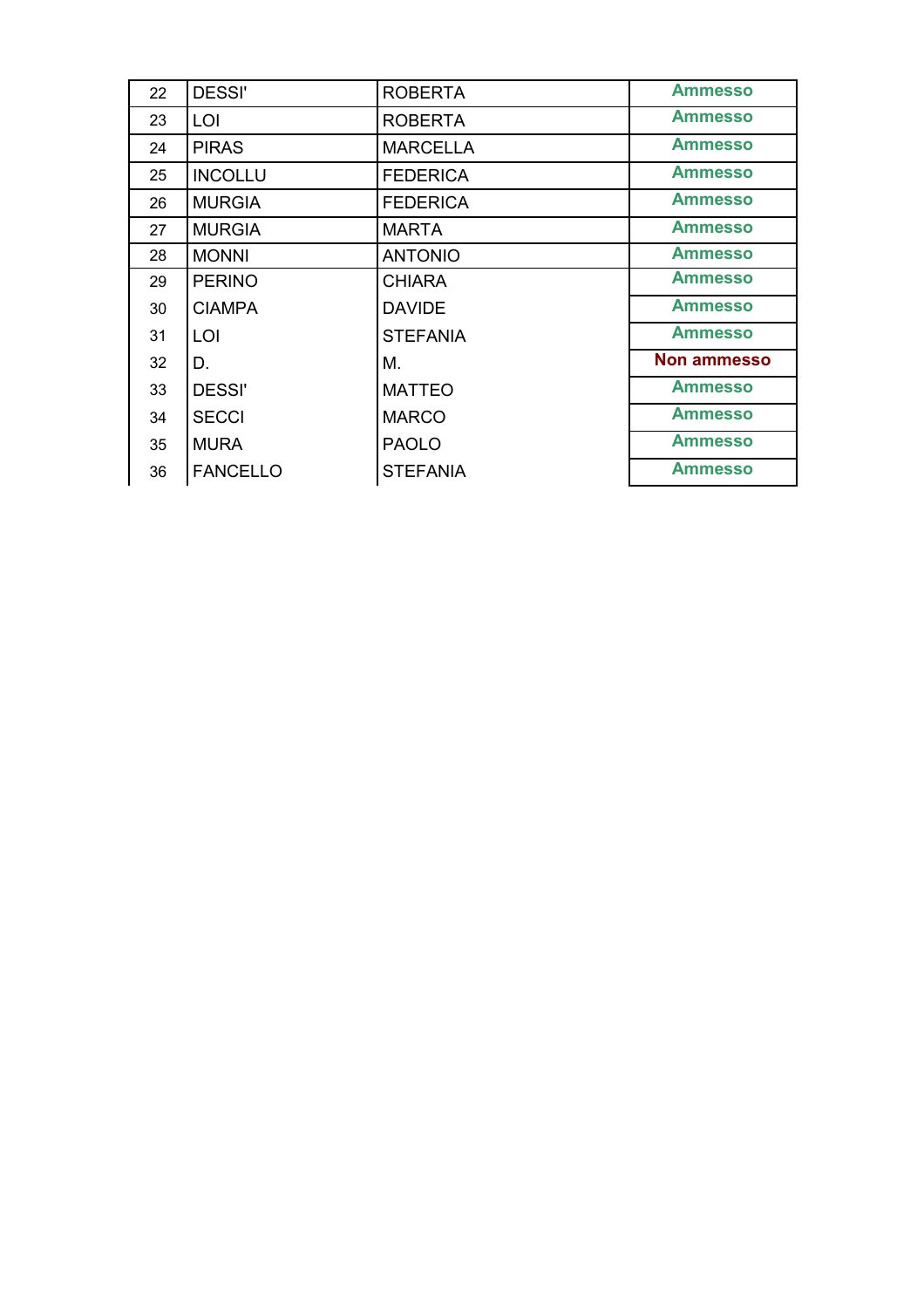| | | | |
|---|---|---|---|
| 22 | DESSI' | ROBERTA | Ammesso |
| 23 | LOI | ROBERTA | Ammesso |
| 24 | PIRAS | MARCELLA | Ammesso |
| 25 | INCOLLU | FEDERICA | Ammesso |
| 26 | MURGIA | FEDERICA | Ammesso |
| 27 | MURGIA | MARTA | Ammesso |
| 28 | MONNI | ANTONIO | Ammesso |
| 29 | PERINO | CHIARA | Ammesso |
| 30 | CIAMPA | DAVIDE | Ammesso |
| 31 | LOI | STEFANIA | Ammesso |
| 32 | D. | M. | Non ammesso |
| 33 | DESSI' | MATTEO | Ammesso |
| 34 | SECCI | MARCO | Ammesso |
| 35 | MURA | PAOLO | Ammesso |
| 36 | FANCELLO | STEFANIA | Ammesso |